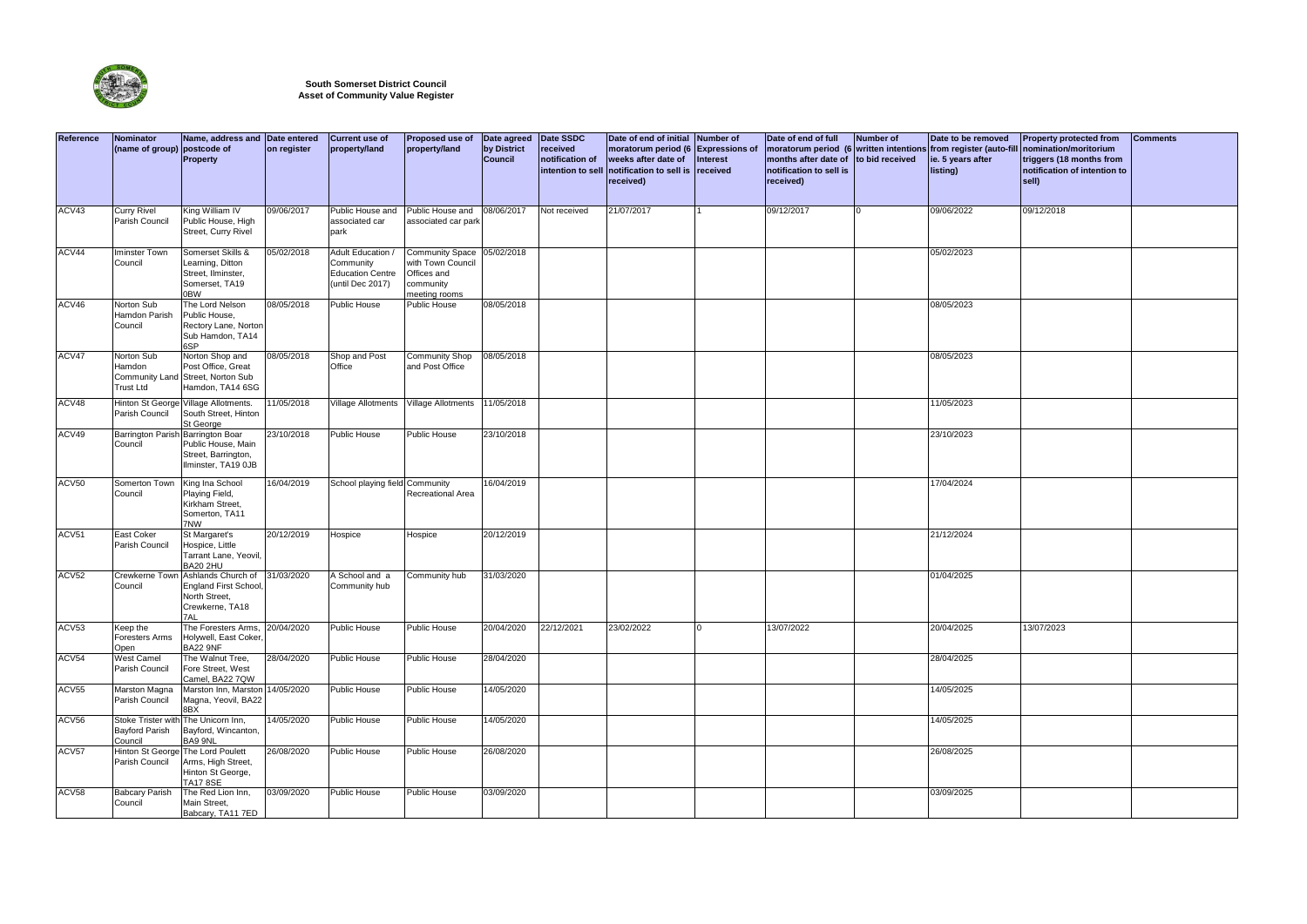**South Somerset District Council**
**Asset of Community Value Register**

| Reference | Nominator (name of group) | Name, address and postcode of Property | Date entered on register | Current use of property/land | Proposed use of property/land | Date agreed by District Council | Date SSDC received notification of intention to sell | Date of end of initial moratorum period (6 weeks after date of notification to sell is received) | Number of Expressions of Interest received | Date of end of full moratorum period (6 months after date of notification to sell is received) | Number of written intentions to bid received | Date to be removed from register (auto-fill ie. 5 years after listing) | Property protected from nomination/moritorium triggers (18 months from notification of intention to sell) | Comments |
|---|---|---|---|---|---|---|---|---|---|---|---|---|---|---|
| ACV43 | Curry Rivel Parish Council | King William IV Public House, High Street, Curry Rivel | 09/06/2017 | Public House and associated car park | Public House and associated car park | 08/06/2017 | Not received | 21/07/2017 | 1 | 09/12/2017 | 0 | 09/06/2022 | 09/12/2018 | |
| ACV44 | Iminster Town Council | Somerset Skills & Learning, Ditton Street, Ilminster, Somerset, TA19 0BW | 05/02/2018 | Adult Education / Community Education Centre (until Dec 2017) | Community Space with Town Council Offices and community meeting rooms | 05/02/2018 | | | | | | 05/02/2023 | | |
| ACV46 | Norton Sub Hamdon Parish Council | The Lord Nelson Public House, Rectory Lane, Norton Sub Hamdon, TA14 6SP | 08/05/2018 | Public House | Public House | 08/05/2018 | | | | | | 08/05/2023 | | |
| ACV47 | Norton Sub Hamdon Community Land Trust Ltd | Norton Shop and Post Office, Great Street, Norton Sub Hamdon, TA14 6SG | 08/05/2018 | Shop and Post Office | Community Shop and Post Office | 08/05/2018 | | | | | | 08/05/2023 | | |
| ACV48 | Hinton St George Parish Council | Village Allotments. South Street, Hinton St George | 11/05/2018 | Village Allotments | Village Allotments | 11/05/2018 | | | | | | 11/05/2023 | | |
| ACV49 | Barrington Parish Council | Barrington Boar Public House, Main Street, Barrington, Ilminster, TA19 0JB | 23/10/2018 | Public House | Public House | 23/10/2018 | | | | | | 23/10/2023 | | |
| ACV50 | Somerton Town Council | King Ina School Playing Field, Kirkham Street, Somerton, TA11 7NW | 16/04/2019 | School playing field | Community Recreational Area | 16/04/2019 | | | | | | 17/04/2024 | | |
| ACV51 | East Coker Parish Council | St Margaret's Hospice, Little Tarrant Lane, Yeovil, BA20 2HU | 20/12/2019 | Hospice | Hospice | 20/12/2019 | | | | | | 21/12/2024 | | |
| ACV52 | Crewkerne Town Council | Ashlands Church of England First School, North Street, Crewkerne, TA18 7AL | 31/03/2020 | A School and a Community hub | Community hub | 31/03/2020 | | | | | | 01/04/2025 | | |
| ACV53 | Keep the Foresters Arms Open | The Foresters Arms, Holywell, East Coker, BA22 9NF | 20/04/2020 | Public House | Public House | 20/04/2020 | 22/12/2021 | 23/02/2022 | 0 | 13/07/2022 | | 20/04/2025 | 13/07/2023 | |
| ACV54 | West Camel Parish Council | The Walnut Tree, Fore Street, West Camel, BA22 7QW | 28/04/2020 | Public House | Public House | 28/04/2020 | | | | | | 28/04/2025 | | |
| ACV55 | Marston Magna Parish Council | Marston Inn, Marston Magna, Yeovil, BA22 8BX | 14/05/2020 | Public House | Public House | 14/05/2020 | | | | | | 14/05/2025 | | |
| ACV56 | Stoke Trister with Bayford Parish Council | The Unicorn Inn, Bayford, Wincanton, BA9 9NL | 14/05/2020 | Public House | Public House | 14/05/2020 | | | | | | 14/05/2025 | | |
| ACV57 | Hinton St George Parish Council | The Lord Poulett Arms, High Street, Hinton St George, TA17 8SE | 26/08/2020 | Public House | Public House | 26/08/2020 | | | | | | 26/08/2025 | | |
| ACV58 | Babcary Parish Council | The Red Lion Inn, Main Street, Babcary, TA11 7ED | 03/09/2020 | Public House | Public House | 03/09/2020 | | | | | | 03/09/2025 | | |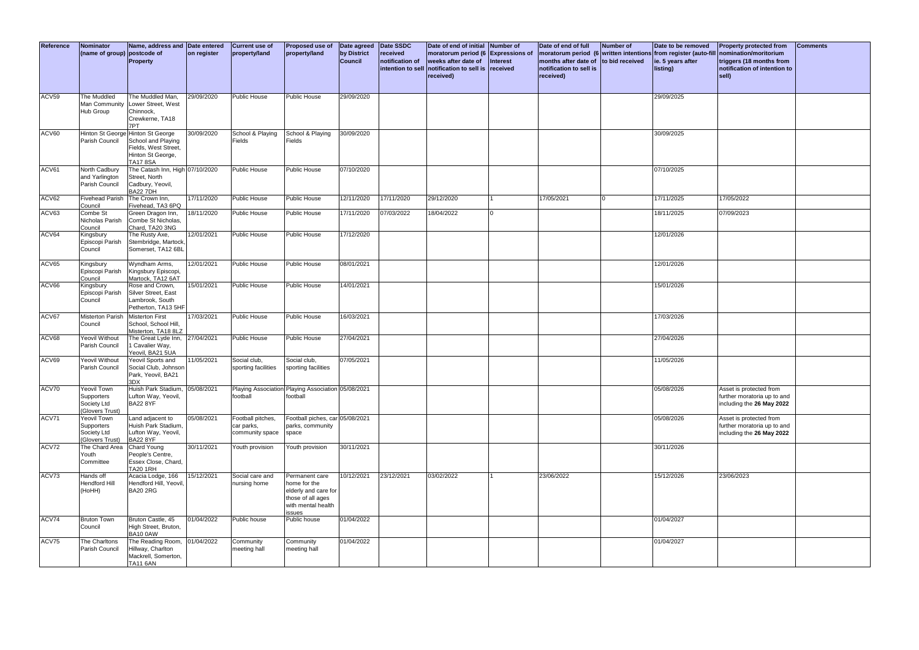| Reference | Nominator (name of group) | Name, address and postcode of Property | Date entered on register | Current use of property/land | Proposed use of property/land | Date agreed by District Council | Date SSDC received notification of intention to sell | Date of end of initial moratorum period (6 weeks after date of notification to sell is received) | Number of Expressions of Interest received | Date of end of full moratorum period (6 months after date of notification to sell is received) | Number of written intentions to bid received | Date to be removed from register (auto-fill ie. 5 years after listing) | Property protected from nomination/moritorium triggers (18 months from notification of intention to sell) | Comments |
|---|---|---|---|---|---|---|---|---|---|---|---|---|---|---|
| ACV59 | The Muddled Man Community Hub Group | The Muddled Man, Lower Street, West Chinnock, Crewkerne, TA18 7PT | 29/09/2020 | Public House | Public House | 29/09/2020 | | | | | | 29/09/2025 | | |
| ACV60 | Hinton St George Parish Council | Hinton St George School and Playing Fields, West Street, Hinton St George, TA17 8SA | 30/09/2020 | School & Playing Fields | School & Playing Fields | 30/09/2020 | | | | | | 30/09/2025 | | |
| ACV61 | North Cadbury and Yarlington Parish Council | The Catash Inn, High Street, North Cadbury, Yeovil, BA22 7DH | 07/10/2020 | Public House | Public House | 07/10/2020 | | | | | | 07/10/2025 | | |
| ACV62 | Fivehead Parish Council | The Crown Inn, Fivehead, TA3 6PQ | 17/11/2020 | Public House | Public House | 12/11/2020 | 17/11/2020 | 29/12/2020 | 1 | 17/05/2021 | 0 | 17/11/2025 | 17/05/2022 | |
| ACV63 | Combe St Nicholas Parish Council | Green Dragon Inn, Combe St Nicholas, Chard, TA20 3NG | 18/11/2020 | Public House | Public House | 17/11/2020 | 07/03/2022 | 18/04/2022 | 0 | | | 18/11/2025 | 07/09/2023 | |
| ACV64 | Kingsbury Episcopi Parish Council | The Rusty Axe, Stembridge, Martock, Somerset, TA12 6BL | 12/01/2021 | Public House | Public House | 17/12/2020 | | | | | | 12/01/2026 | | |
| ACV65 | Kingsbury Episcopi Parish Council | Wyndham Arms, Kingsbury Episcopi, Martock, TA12 6AT | 12/01/2021 | Public House | Public House | 08/01/2021 | | | | | | 12/01/2026 | | |
| ACV66 | Kingsbury Episcopi Parish Council | Rose and Crown, Silver Street, East Lambrook, South Petherton, TA13 5HF | 15/01/2021 | Public House | Public House | 14/01/2021 | | | | | | 15/01/2026 | | |
| ACV67 | Misterton Parish Council | Misterton First School, School Hill, Misterton, TA18 8LZ | 17/03/2021 | Public House | Public House | 16/03/2021 | | | | | | 17/03/2026 | | |
| ACV68 | Yeovil Without Parish Council | The Great Lyde Inn, 1 Cavalier Way, Yeovil, BA21 5UA | 27/04/2021 | Public House | Public House | 27/04/2021 | | | | | | 27/04/2026 | | |
| ACV69 | Yeovil Without Parish Council | Yeovil Sports and Social Club, Johnson Park, Yeovil, BA21 3DX | 11/05/2021 | Social club, sporting facilities | Social club, sporting facilities | 07/05/2021 | | | | | | 11/05/2026 | | |
| ACV70 | Yeovil Town Supporters Society Ltd (Glovers Trust) | Huish Park Stadium, Lufton Way, Yeovil, BA22 8YF | 05/08/2021 | Playing Association football | Playing Association football | 05/08/2021 | | | | | | 05/08/2026 | Asset is protected from further moratoria up to and including the **26 May 2022** | |
| ACV71 | Yeovil Town Supporters Society Ltd (Glovers Trust) | Land adjacent to Huish Park Stadium, Lufton Way, Yeovil, BA22 8YF | 05/08/2021 | Football pitches, car parks, community space | Football piches, car parks, community space | 05/08/2021 | | | | | | 05/08/2026 | Asset is protected from further moratoria up to and including the **26 May 2022** | |
| ACV72 | The Chard Area Youth Committee | Chard Young People's Centre, Essex Close, Chard, TA20 1RH | 30/11/2021 | Youth provision | Youth provision | 30/11/2021 | | | | | | 30/11/2026 | | |
| ACV73 | Hands off Hendford Hill (HoHH) | Acacia Lodge, 166 Hendford Hill, Yeovil, BA20 2RG | 15/12/2021 | Social care and nursing home | Permanent care home for the elderly and care for those of all ages with mental health issues | 10/12/2021 | 23/12/2021 | 03/02/2022 | 1 | 23/06/2022 | | 15/12/2026 | 23/06/2023 | |
| ACV74 | Bruton Town Council | Bruton Castle, 45 High Street, Bruton, BA10 0AW | 01/04/2022 | Public house | Public house | 01/04/2022 | | | | | | 01/04/2027 | | |
| ACV75 | The Charltons Parish Council | The Reading Room, Hillway, Charlton Mackrell, Somerton, TA11 6AN | 01/04/2022 | Community meeting hall | Community meeting hall | 01/04/2022 | | | | | | 01/04/2027 | | |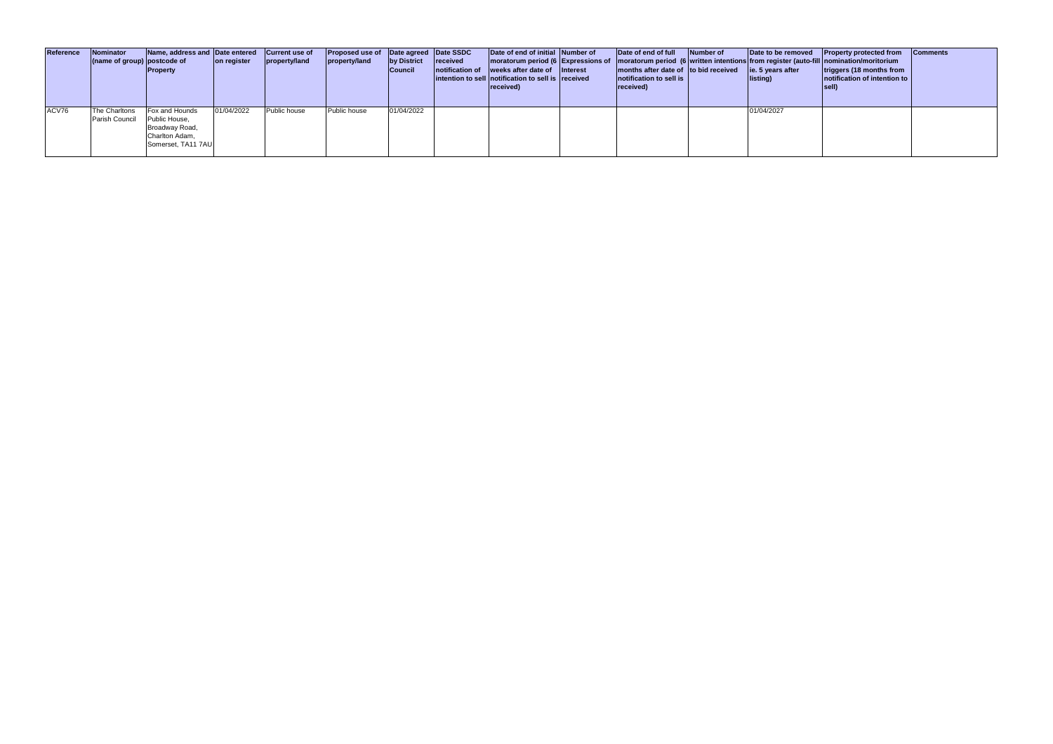| Reference | Nominator (name of group) | Name, address and postcode of Property | Date entered on register | Current use of property/land | Proposed use of property/land | Date agreed by District Council | Date SSDC received notification of intention to sell | Date of end of initial moratorum period (6 weeks after date of notification to sell is received) | Number of Expressions of Interest received | Date of end of full moratorum period (6 months after date of notification to sell is received) | Number of written intentions to bid received | Date to be removed from register (auto-fill ie. 5 years after listing) | Property protected from nomination/moritorium triggers (18 months from notification of intention to sell) | Comments |
|---|---|---|---|---|---|---|---|---|---|---|---|---|---|---|
| ACV76 | The Charltons Parish Council | Fox and Hounds Public House, Broadway Road, Charlton Adam, Somerset, TA11 7AU | 01/04/2022 | Public house | Public house | 01/04/2022 | | | | | | 01/04/2027 | | |